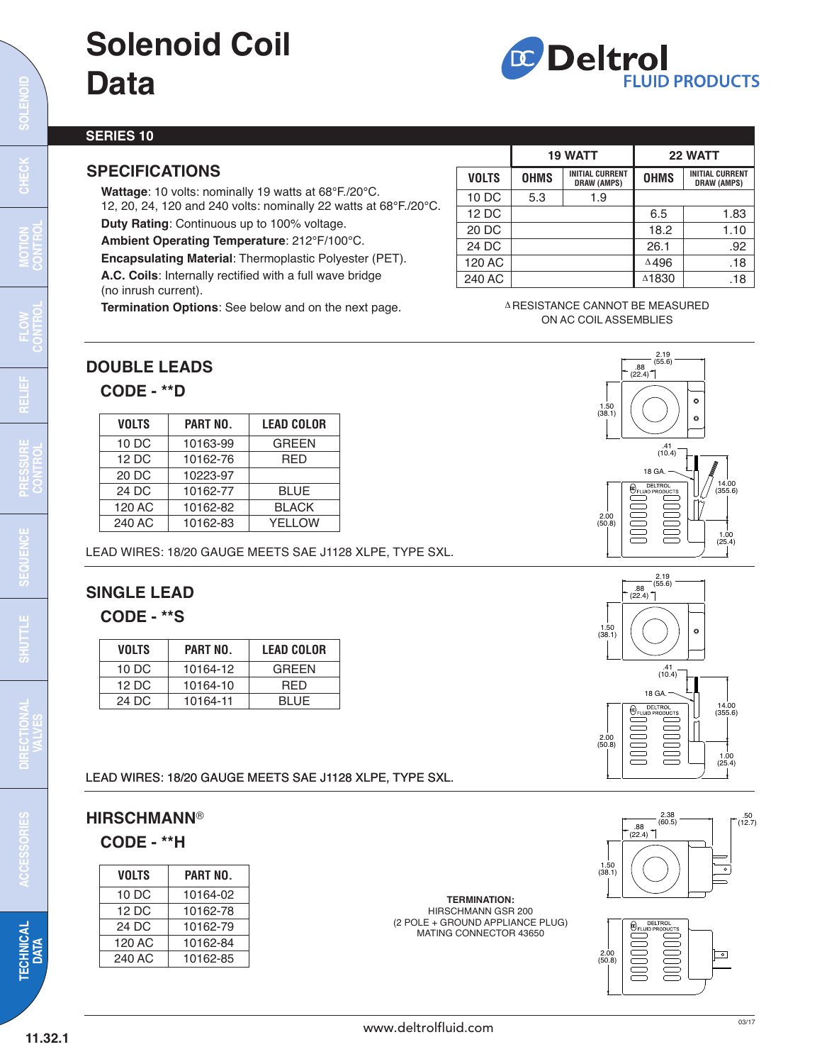# Solenoid Coil Data

Deltrol FLUID PRODUCTS

## SERIES 10

### SPECIFICATIONS

**Wattage**: 10 volts: nominally 19 watts at 68°F./20°C.
12, 20, 24, 120 and 240 volts: nominally 22 watts at 68°F./20°C.

**Duty Rating**: Continuous up to 100% voltage.

**Ambient Operating Temperature**: 212°F/100°C.

**Encapsulating Material**: Thermoplastic Polyester (PET).

**A.C. Coils**: Internally rectified with a full wave bridge (no inrush current).

**Termination Options**: See below and on the next page.

| | 19 WATT | | 22 WATT | |
|---|---|---|---|---|
| VOLTS | OHMS | INITIAL CURRENT DRAW (AMPS) | OHMS | INITIAL CURRENT DRAW (AMPS) |
| 10 DC | 5.3 | 1.9 | | |
| 12 DC | | | 6.5 | 1.83 |
| 20 DC | | | 18.2 | 1.10 |
| 24 DC | | | 26.1 | .92 |
| 120 AC | | | Δ496 | .18 |
| 240 AC | | | Δ1830 | .18 |

Δ RESISTANCE CANNOT BE MEASURED ON AC COIL ASSEMBLIES

### DOUBLE LEADS

#### CODE - **D

| VOLTS | PART NO. | LEAD COLOR |
|---|---|---|
| 10 DC | 10163-99 | GREEN |
| 12 DC | 10162-76 | RED |
| 20 DC | 10223-97 | |
| 24 DC | 10162-77 | BLUE |
| 120 AC | 10162-82 | BLACK |
| 240 AC | 10162-83 | YELLOW |

LEAD WIRES: 18/20 GAUGE MEETS SAE J1128 XLPE, TYPE SXL.

2.19 (55.6); .88 (22.4); 1.50 (38.1); .41 (10.4); 18 GA.; 14.00 (355.6); 2.00 (50.8); 1.00 (25.4)

### SINGLE LEAD

#### CODE - **S

| VOLTS | PART NO. | LEAD COLOR |
|---|---|---|
| 10 DC | 10164-12 | GREEN |
| 12 DC | 10164-10 | RED |
| 24 DC | 10164-11 | BLUE |

LEAD WIRES: 18/20 GAUGE MEETS SAE J1128 XLPE, TYPE SXL.

2.19 (55.6); .88 (22.4); 1.50 (38.1); .41 (10.4); 18 GA.; 14.00 (355.6); 2.00 (50.8); 1.00 (25.4)

### HIRSCHMANN®

#### CODE - **H

| VOLTS | PART NO. |
|---|---|
| 10 DC | 10164-02 |
| 12 DC | 10162-78 |
| 24 DC | 10162-79 |
| 120 AC | 10162-84 |
| 240 AC | 10162-85 |

**TERMINATION:**
HIRSCHMANN GSR 200
(2 POLE + GROUND APPLIANCE PLUG)
MATING CONNECTOR 43650

2.38 (60.5); .88 (22.4); .50 (12.7); 1.50 (38.1); 2.00 (50.8)

www.deltrolfluid.com

03/17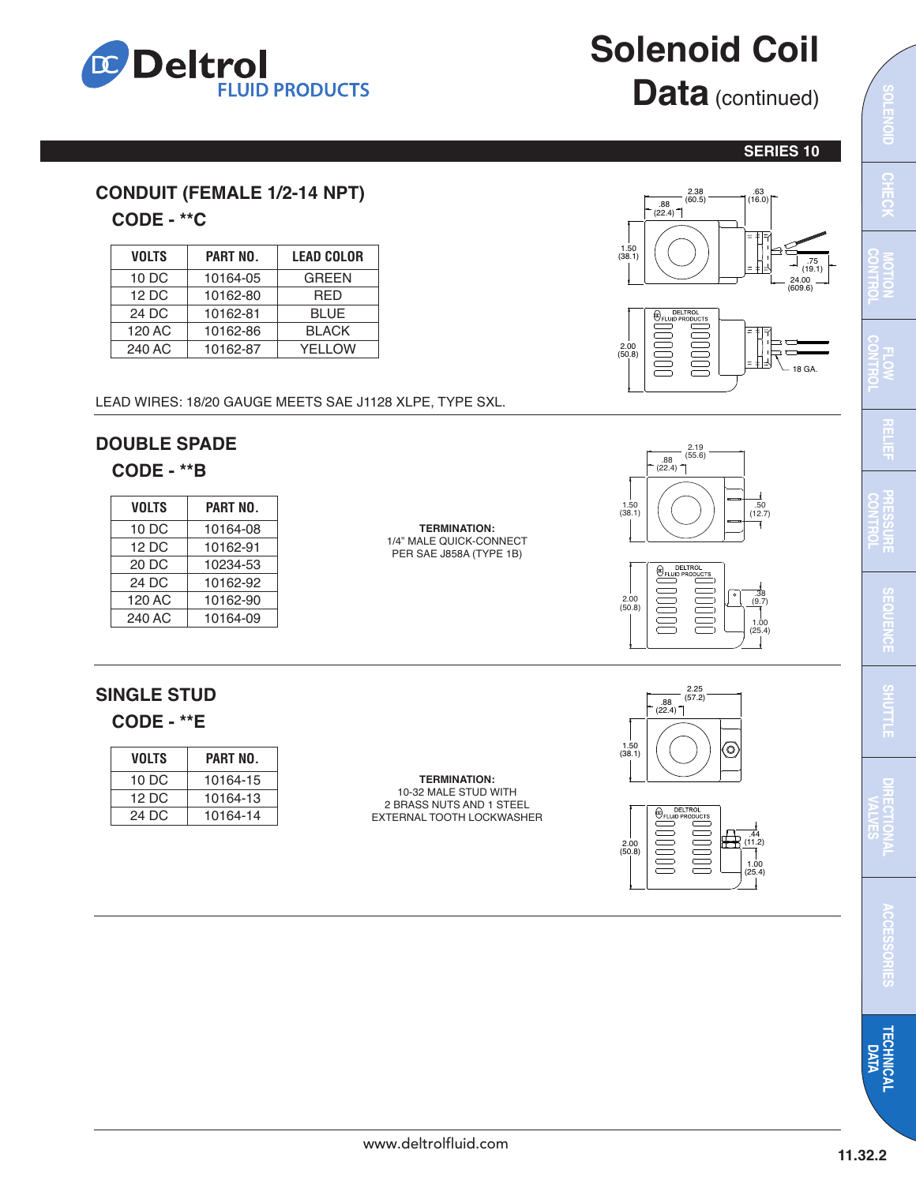# Solenoid Coil Data (continued)

**SERIES 10**

## CONDUIT (FEMALE 1/2-14 NPT)

### CODE - **C

| VOLTS | PART NO. | LEAD COLOR |
|---|---|---|
| 10 DC | 10164-05 | GREEN |
| 12 DC | 10162-80 | RED |
| 24 DC | 10162-81 | BLUE |
| 120 AC | 10162-86 | BLACK |
| 240 AC | 10162-87 | YELLOW |

2.38 (60.5)
.63 (16.0)
.88 (22.4)
1.50 (38.1)
.75 (19.1)
24.00 (609.6)
2.00 (50.8)
DELTROL FLUID PRODUCTS
18 GA.

LEAD WIRES: 18/20 GAUGE MEETS SAE J1128 XLPE, TYPE SXL.

## DOUBLE SPADE

### CODE - **B

| VOLTS | PART NO. |
|---|---|
| 10 DC | 10164-08 |
| 12 DC | 10162-91 |
| 20 DC | 10234-53 |
| 24 DC | 10162-92 |
| 120 AC | 10162-90 |
| 240 AC | 10164-09 |

**TERMINATION:**
1/4" MALE QUICK-CONNECT
PER SAE J858A (TYPE 1B)

2.19 (55.6)
.88 (22.4)
1.50 (38.1)
.50 (12.7)
2.00 (50.8)
DELTROL FLUID PRODUCTS
.38 (9.7)
1.00 (25.4)

## SINGLE STUD

### CODE - **E

| VOLTS | PART NO. |
|---|---|
| 10 DC | 10164-15 |
| 12 DC | 10164-13 |
| 24 DC | 10164-14 |

**TERMINATION:**
10-32 MALE STUD WITH
2 BRASS NUTS AND 1 STEEL
EXTERNAL TOOTH LOCKWASHER

2.25 (57.2)
.88 (22.4)
1.50 (38.1)
2.00 (50.8)
DELTROL FLUID PRODUCTS
.44 (11.2)
1.00 (25.4)